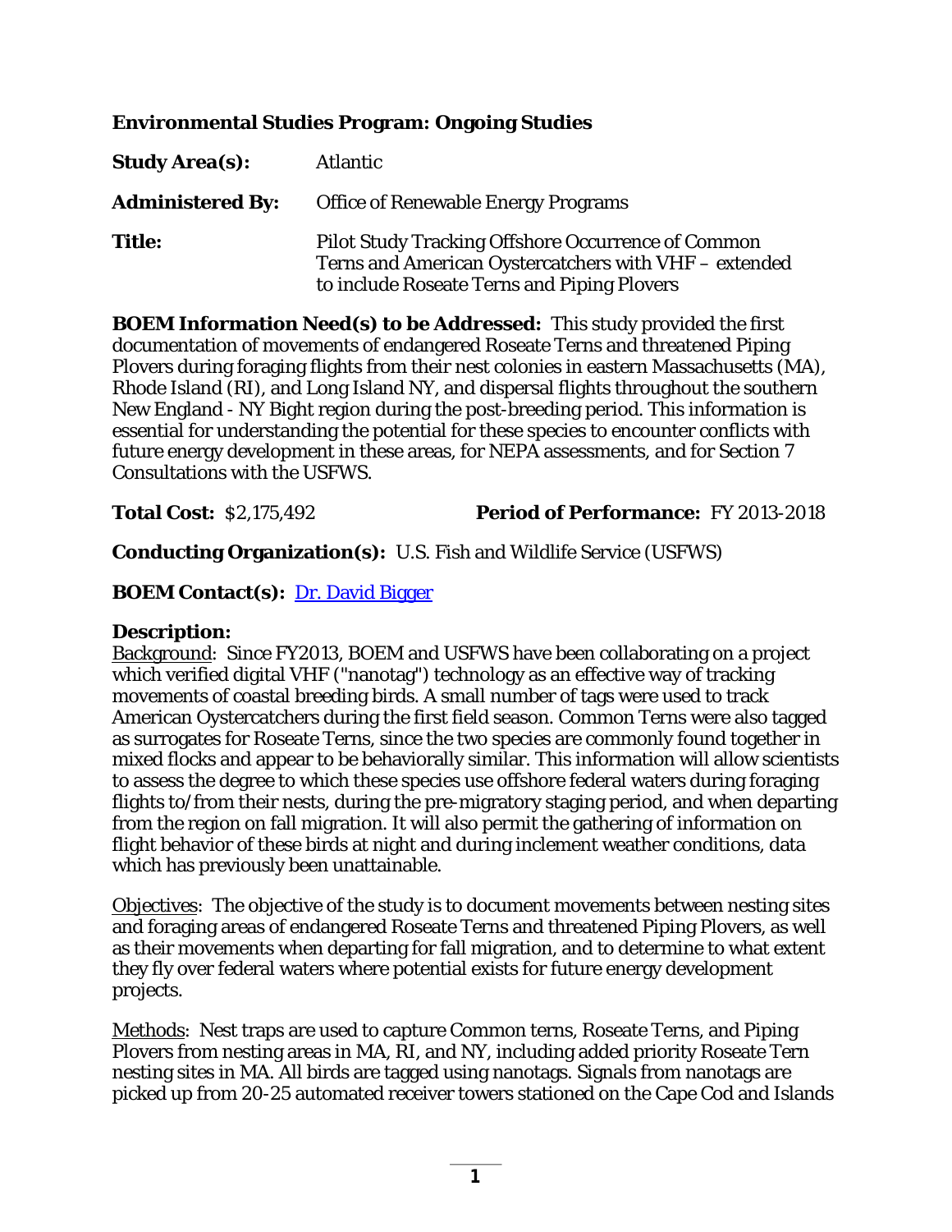## Environmental Studies Program: Ongoing Studies

**Study Area(s):** Atlantic

**Administered By:** Office of Renewable Energy Programs

**Title:** Pilot Study Tracking Offshore Occurrence of Common Terns and American Oystercatchers with VHF – extended to include Roseate Terns and Piping Plovers

**BOEM Information Need(s) to be Addressed:** This study provided the first documentation of movements of endangered Roseate Terns and threatened Piping Plovers during foraging flights from their nest colonies in eastern Massachusetts (MA), Rhode Island (RI), and Long Island NY, and dispersal flights throughout the southern New England - NY Bight region during the post-breeding period. This information is essential for understanding the potential for these species to encounter conflicts with future energy development in these areas, for NEPA assessments, and for Section 7 Consultations with the USFWS.

**Total Cost:** $2,175,492 **Period of Performance:** FY 2013-2018

**Conducting Organization(s):** U.S. Fish and Wildlife Service (USFWS)

**BOEM Contact(s):** [Dr. David Bigger]

**Description:**

Background: Since FY2013, BOEM and USFWS have been collaborating on a project which verified digital VHF ("nanotag") technology as an effective way of tracking movements of coastal breeding birds. A small number of tags were used to track American Oystercatchers during the first field season. Common Terns were also tagged as surrogates for Roseate Terns, since the two species are commonly found together in mixed flocks and appear to be behaviorally similar. This information will allow scientists to assess the degree to which these species use offshore federal waters during foraging flights to/from their nests, during the pre-migratory staging period, and when departing from the region on fall migration. It will also permit the gathering of information on flight behavior of these birds at night and during inclement weather conditions, data which has previously been unattainable.

Objectives: The objective of the study is to document movements between nesting sites and foraging areas of endangered Roseate Terns and threatened Piping Plovers, as well as their movements when departing for fall migration, and to determine to what extent they fly over federal waters where potential exists for future energy development projects.

Methods: Nest traps are used to capture Common terns, Roseate Terns, and Piping Plovers from nesting areas in MA, RI, and NY, including added priority Roseate Tern nesting sites in MA. All birds are tagged using nanotags. Signals from nanotags are picked up from 20-25 automated receiver towers stationed on the Cape Cod and Islands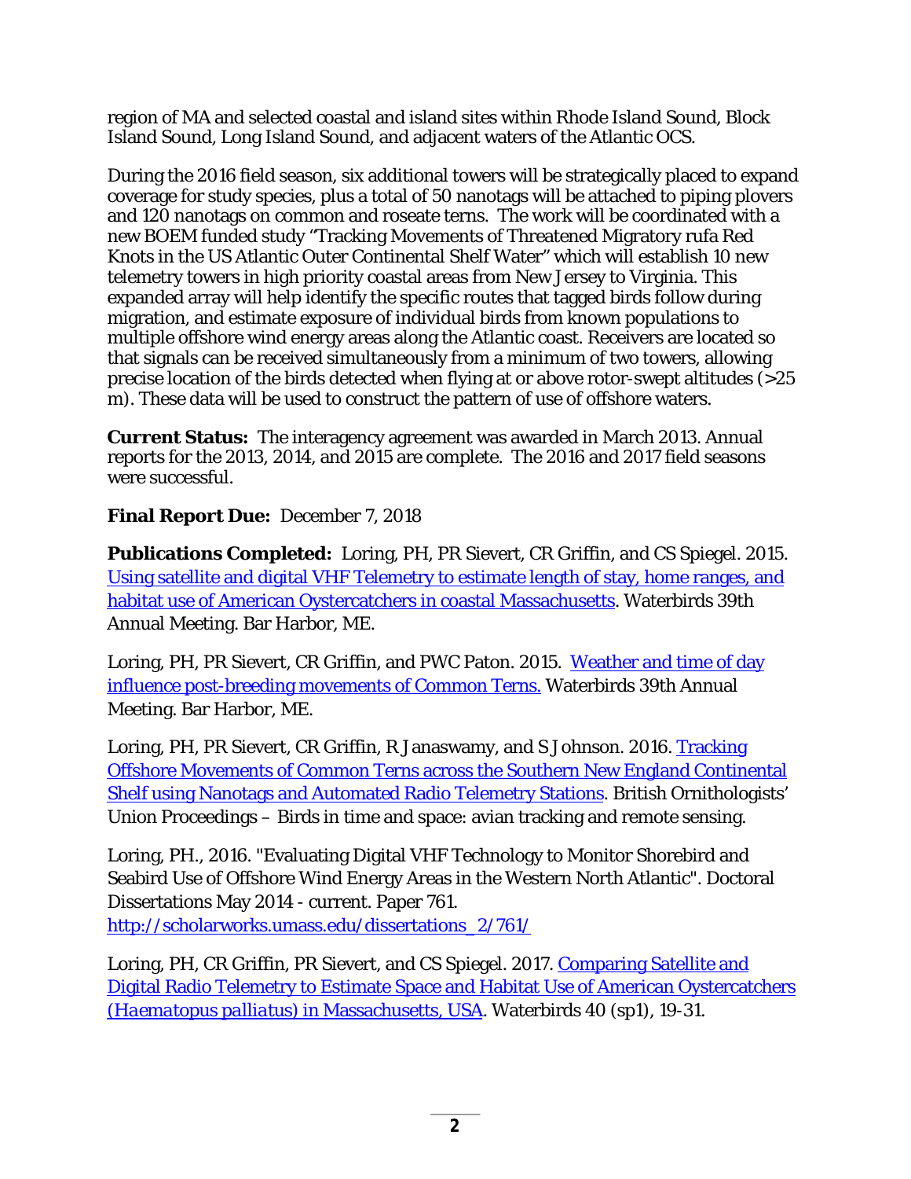region of MA and selected coastal and island sites within Rhode Island Sound, Block Island Sound, Long Island Sound, and adjacent waters of the Atlantic OCS.

During the 2016 field season, six additional towers will be strategically placed to expand coverage for study species, plus a total of 50 nanotags will be attached to piping plovers and 120 nanotags on common and roseate terns. The work will be coordinated with a new BOEM funded study "Tracking Movements of Threatened Migratory rufa Red Knots in the US Atlantic Outer Continental Shelf Water" which will establish 10 new telemetry towers in high priority coastal areas from New Jersey to Virginia. This expanded array will help identify the specific routes that tagged birds follow during migration, and estimate exposure of individual birds from known populations to multiple offshore wind energy areas along the Atlantic coast. Receivers are located so that signals can be received simultaneously from a minimum of two towers, allowing precise location of the birds detected when flying at or above rotor-swept altitudes (>25 m). These data will be used to construct the pattern of use of offshore waters.

**Current Status:** The interagency agreement was awarded in March 2013. Annual reports for the 2013, 2014, and 2015 are complete. The 2016 and 2017 field seasons were successful.

**Final Report Due:** December 7, 2018

**Publications Completed:** Loring, PH, PR Sievert, CR Griffin, and CS Spiegel. 2015. Using satellite and digital VHF Telemetry to estimate length of stay, home ranges, and habitat use of American Oystercatchers in coastal Massachusetts. Waterbirds 39th Annual Meeting. Bar Harbor, ME.

Loring, PH, PR Sievert, CR Griffin, and PWC Paton. 2015. Weather and time of day influence post-breeding movements of Common Terns. Waterbirds 39th Annual Meeting. Bar Harbor, ME.

Loring, PH, PR Sievert, CR Griffin, R Janaswamy, and S Johnson. 2016. Tracking Offshore Movements of Common Terns across the Southern New England Continental Shelf using Nanotags and Automated Radio Telemetry Stations. British Ornithologists' Union Proceedings – Birds in time and space: avian tracking and remote sensing.

Loring, PH., 2016. "Evaluating Digital VHF Technology to Monitor Shorebird and Seabird Use of Offshore Wind Energy Areas in the Western North Atlantic". Doctoral Dissertations May 2014 - current. Paper 761. http://scholarworks.umass.edu/dissertations_2/761/

Loring, PH, CR Griffin, PR Sievert, and CS Spiegel. 2017. Comparing Satellite and Digital Radio Telemetry to Estimate Space and Habitat Use of American Oystercatchers (*Haematopus palliatus*) in Massachusetts, USA. Waterbirds 40 (sp1), 19-31.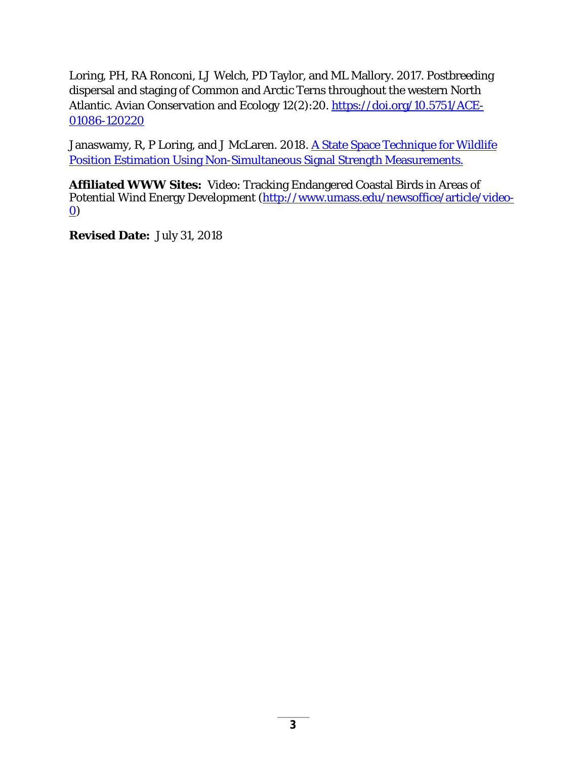Loring, PH, RA Ronconi, LJ Welch, PD Taylor, and ML Mallory. 2017. Postbreeding dispersal and staging of Common and Arctic Terns throughout the western North Atlantic. Avian Conservation and Ecology 12(2):20. [https://doi.org/10.5751/ACE-01086-120220](https://doi.org/10.5751/ACE-01086-120220)

Janaswamy, R, P Loring, and J McLaren. 2018. A State Space Technique for Wildlife Position Estimation Using Non-Simultaneous Signal Strength Measurements.

**Affiliated WWW Sites:** Video: Tracking Endangered Coastal Birds in Areas of Potential Wind Energy Development ([http://www.umass.edu/newsoffice/article/video-0](http://www.umass.edu/newsoffice/article/video-0))

**Revised Date:** July 31, 2018